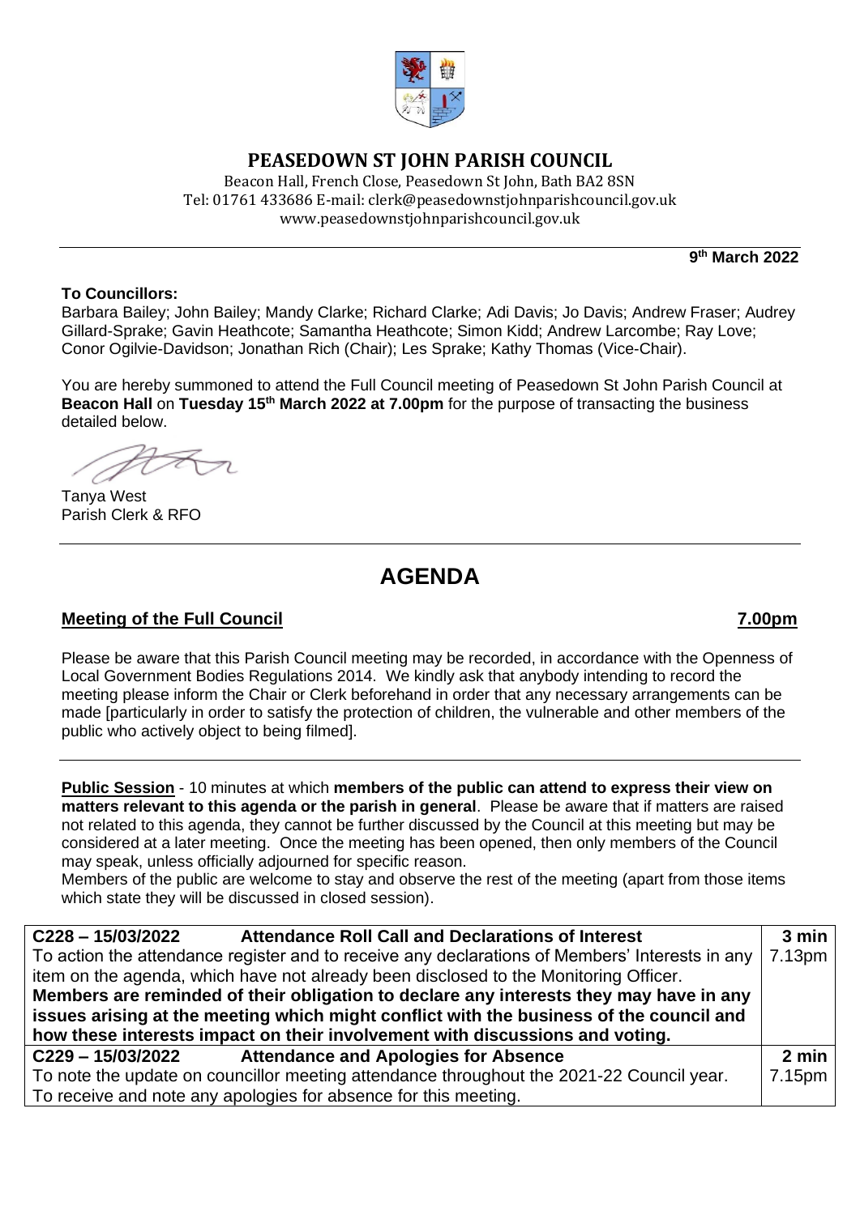# PEASEDOWN ST JOHN PARISH COUNCIL

Beacon Hall, French Close, Peasedown St John, Bath BA2 8SN
Tel: 01761 433686 E-mail: clerk@peasedownstjohnparishcouncil.gov.uk
www.peasedownstjohnparishcouncil.gov.uk

**9th March 2022**

**To Councillors:**
Barbara Bailey; John Bailey; Mandy Clarke; Richard Clarke; Adi Davis; Jo Davis; Andrew Fraser; Audrey Gillard-Sprake; Gavin Heathcote; Samantha Heathcote; Simon Kidd; Andrew Larcombe; Ray Love; Conor Ogilvie-Davidson; Jonathan Rich (Chair); Les Sprake; Kathy Thomas (Vice-Chair).

You are hereby summoned to attend the Full Council meeting of Peasedown St John Parish Council at **Beacon Hall** on **Tuesday 15th March 2022 at 7.00pm** for the purpose of transacting the business detailed below.

Tanya West
Parish Clerk & RFO

# AGENDA

## Meeting of the Full Council — 7.00pm

Please be aware that this Parish Council meeting may be recorded, in accordance with the Openness of Local Government Bodies Regulations 2014. We kindly ask that anybody intending to record the meeting please inform the Chair or Clerk beforehand in order that any necessary arrangements can be made [particularly in order to satisfy the protection of children, the vulnerable and other members of the public who actively object to being filmed].

**Public Session** - 10 minutes at which **members of the public can attend to express their view on matters relevant to this agenda or the parish in general**. Please be aware that if matters are raised not related to this agenda, they cannot be further discussed by the Council at this meeting but may be considered at a later meeting. Once the meeting has been opened, then only members of the Council may speak, unless officially adjourned for specific reason.
Members of the public are welcome to stay and observe the rest of the meeting (apart from those items which state they will be discussed in closed session).

| Item | Time |
|---|---|
| **C228 – 15/03/2022 Attendance Roll Call and Declarations of Interest**<br>To action the attendance register and to receive any declarations of Members' Interests in any item on the agenda, which have not already been disclosed to the Monitoring Officer.<br>**Members are reminded of their obligation to declare any interests they may have in any issues arising at the meeting which might conflict with the business of the council and how these interests impact on their involvement with discussions and voting.** | **3 min**<br>7.13pm |
| **C229 – 15/03/2022 Attendance and Apologies for Absence**<br>To note the update on councillor meeting attendance throughout the 2021-22 Council year.<br>To receive and note any apologies for absence for this meeting. | **2 min**<br>7.15pm |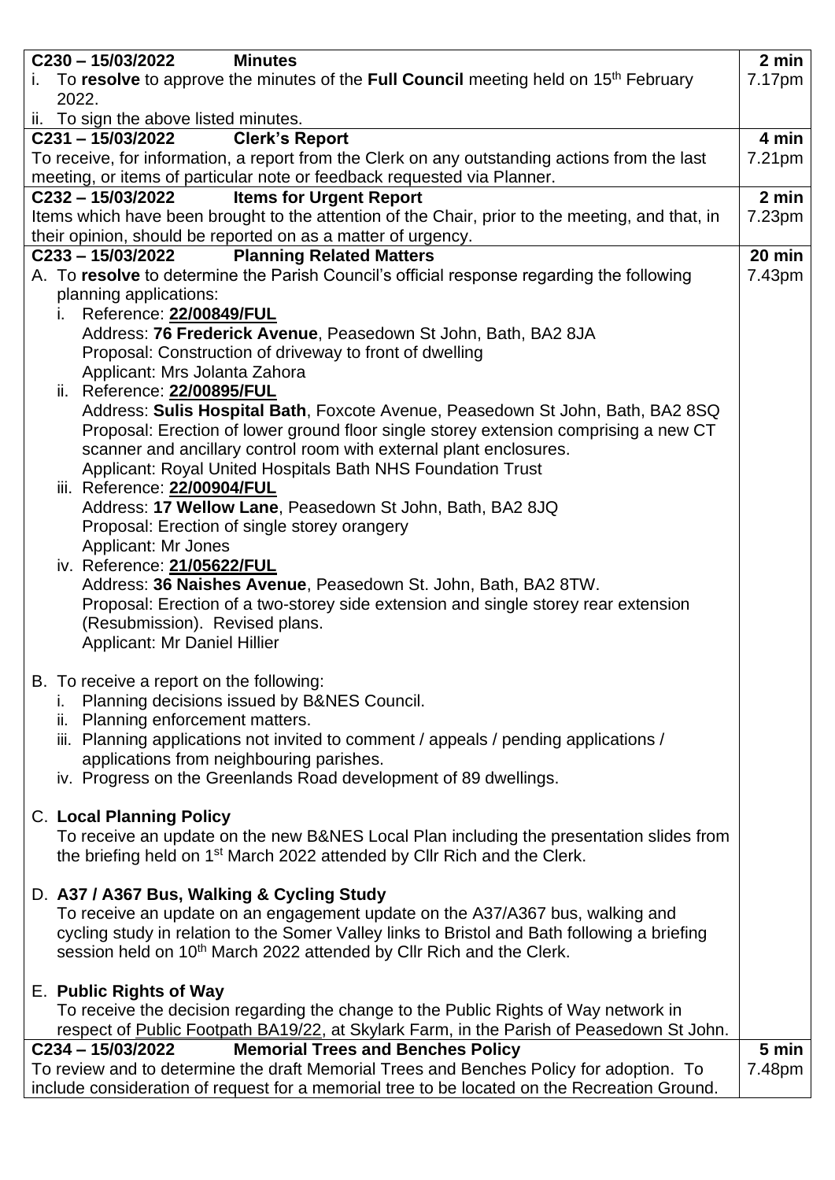| | |
|---|---|
| **C230 – 15/03/2022 Minutes**<br>i. To **resolve** to approve the minutes of the **Full Council** meeting held on 15th February 2022.<br>ii. To sign the above listed minutes. | **2 min**<br>7.17pm |
| **C231 – 15/03/2022 Clerk's Report**<br>To receive, for information, a report from the Clerk on any outstanding actions from the last meeting, or items of particular note or feedback requested via Planner. | **4 min**<br>7.21pm |
| **C232 – 15/03/2022 Items for Urgent Report**<br>Items which have been brought to the attention of the Chair, prior to the meeting, and that, in their opinion, should be reported on as a matter of urgency. | **2 min**<br>7.23pm |
| **C233 – 15/03/2022 Planning Related Matters**<br>A. To **resolve** to determine the Parish Council's official response regarding the following planning applications:<br>i. Reference: **22/00849/FUL**<br>Address: **76 Frederick Avenue**, Peasedown St John, Bath, BA2 8JA<br>Proposal: Construction of driveway to front of dwelling<br>Applicant: Mrs Jolanta Zahora<br>ii. Reference: **22/00895/FUL**<br>Address: **Sulis Hospital Bath**, Foxcote Avenue, Peasedown St John, Bath, BA2 8SQ<br>Proposal: Erection of lower ground floor single storey extension comprising a new CT scanner and ancillary control room with external plant enclosures.<br>Applicant: Royal United Hospitals Bath NHS Foundation Trust<br>iii. Reference: **22/00904/FUL**<br>Address: **17 Wellow Lane**, Peasedown St John, Bath, BA2 8JQ<br>Proposal: Erection of single storey orangery<br>Applicant: Mr Jones<br>iv. Reference: **21/05622/FUL**<br>Address: **36 Naishes Avenue**, Peasedown St. John, Bath, BA2 8TW.<br>Proposal: Erection of a two-storey side extension and single storey rear extension (Resubmission). Revised plans.<br>Applicant: Mr Daniel Hillier<br><br>B. To receive a report on the following:<br>i. Planning decisions issued by B&NES Council.<br>ii. Planning enforcement matters.<br>iii. Planning applications not invited to comment / appeals / pending applications / applications from neighbouring parishes.<br>iv. Progress on the Greenlands Road development of 89 dwellings.<br><br>C. **Local Planning Policy**<br>To receive an update on the new B&NES Local Plan including the presentation slides from the briefing held on 1st March 2022 attended by Cllr Rich and the Clerk.<br><br>D. **A37 / A367 Bus, Walking & Cycling Study**<br>To receive an update on an engagement update on the A37/A367 bus, walking and cycling study in relation to the Somer Valley links to Bristol and Bath following a briefing session held on 10th March 2022 attended by Cllr Rich and the Clerk.<br><br>E. **Public Rights of Way**<br>To receive the decision regarding the change to the Public Rights of Way network in respect of Public Footpath BA19/22, at Skylark Farm, in the Parish of Peasedown St John. | **20 min**<br>7.43pm |
| **C234 – 15/03/2022 Memorial Trees and Benches Policy**<br>To review and to determine the draft Memorial Trees and Benches Policy for adoption. To include consideration of request for a memorial tree to be located on the Recreation Ground. | **5 min**<br>7.48pm |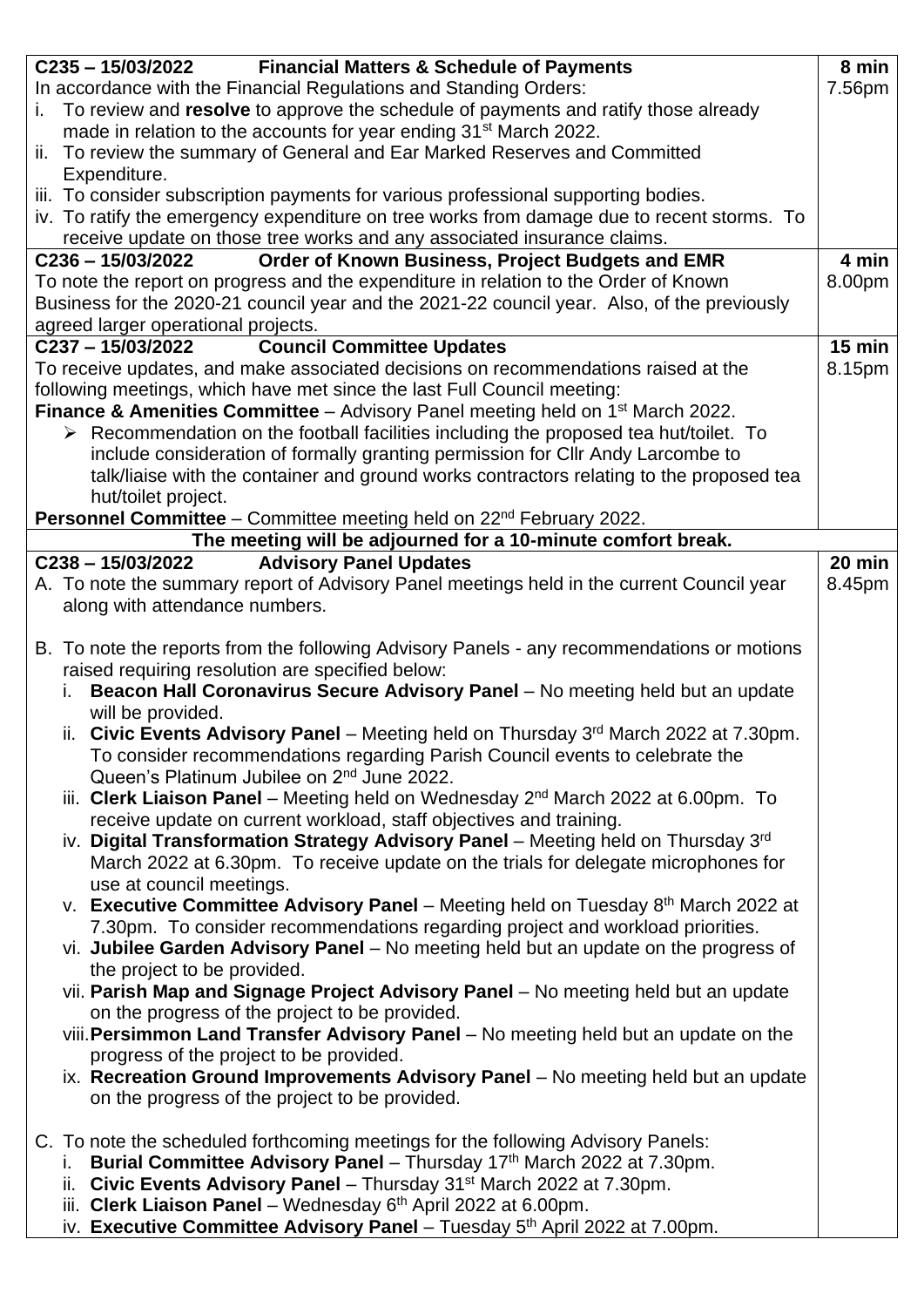| | |
|---|---|
| **C235 – 15/03/2022 Financial Matters & Schedule of Payments**<br>In accordance with the Financial Regulations and Standing Orders:<br>i. To review and **resolve** to approve the schedule of payments and ratify those already made in relation to the accounts for year ending 31st March 2022.<br>ii. To review the summary of General and Ear Marked Reserves and Committed Expenditure.<br>iii. To consider subscription payments for various professional supporting bodies.<br>iv. To ratify the emergency expenditure on tree works from damage due to recent storms. To receive update on those tree works and any associated insurance claims. | **8 min**<br>7.56pm |
| **C236 – 15/03/2022 Order of Known Business, Project Budgets and EMR**<br>To note the report on progress and the expenditure in relation to the Order of Known Business for the 2020-21 council year and the 2021-22 council year. Also, of the previously agreed larger operational projects. | **4 min**<br>8.00pm |
| **C237 – 15/03/2022 Council Committee Updates**<br>To receive updates, and make associated decisions on recommendations raised at the following meetings, which have met since the last Full Council meeting:<br>**Finance & Amenities Committee** – Advisory Panel meeting held on 1st March 2022.<br>➢ Recommendation on the football facilities including the proposed tea hut/toilet. To include consideration of formally granting permission for Cllr Andy Larcombe to talk/liaise with the container and ground works contractors relating to the proposed tea hut/toilet project.<br>**Personnel Committee** – Committee meeting held on 22nd February 2022. | **15 min**<br>8.15pm |
| **The meeting will be adjourned for a 10-minute comfort break.** | |
| **C238 – 15/03/2022 Advisory Panel Updates**<br>A. To note the summary report of Advisory Panel meetings held in the current Council year along with attendance numbers.<br><br>B. To note the reports from the following Advisory Panels - any recommendations or motions raised requiring resolution are specified below:<br>i. **Beacon Hall Coronavirus Secure Advisory Panel** – No meeting held but an update will be provided.<br>ii. **Civic Events Advisory Panel** – Meeting held on Thursday 3rd March 2022 at 7.30pm. To consider recommendations regarding Parish Council events to celebrate the Queen's Platinum Jubilee on 2nd June 2022.<br>iii. **Clerk Liaison Panel** – Meeting held on Wednesday 2nd March 2022 at 6.00pm. To receive update on current workload, staff objectives and training.<br>iv. **Digital Transformation Strategy Advisory Panel** – Meeting held on Thursday 3rd March 2022 at 6.30pm. To receive update on the trials for delegate microphones for use at council meetings.<br>v. **Executive Committee Advisory Panel** – Meeting held on Tuesday 8th March 2022 at 7.30pm. To consider recommendations regarding project and workload priorities.<br>vi. **Jubilee Garden Advisory Panel** – No meeting held but an update on the progress of the project to be provided.<br>vii. **Parish Map and Signage Project Advisory Panel** – No meeting held but an update on the progress of the project to be provided.<br>viii. **Persimmon Land Transfer Advisory Panel** – No meeting held but an update on the progress of the project to be provided.<br>ix. **Recreation Ground Improvements Advisory Panel** – No meeting held but an update on the progress of the project to be provided.<br><br>C. To note the scheduled forthcoming meetings for the following Advisory Panels:<br>i. **Burial Committee Advisory Panel** – Thursday 17th March 2022 at 7.30pm.<br>ii. **Civic Events Advisory Panel** – Thursday 31st March 2022 at 7.30pm.<br>iii. **Clerk Liaison Panel** – Wednesday 6th April 2022 at 6.00pm.<br>iv. **Executive Committee Advisory Panel** – Tuesday 5th April 2022 at 7.00pm. | **20 min**<br>8.45pm |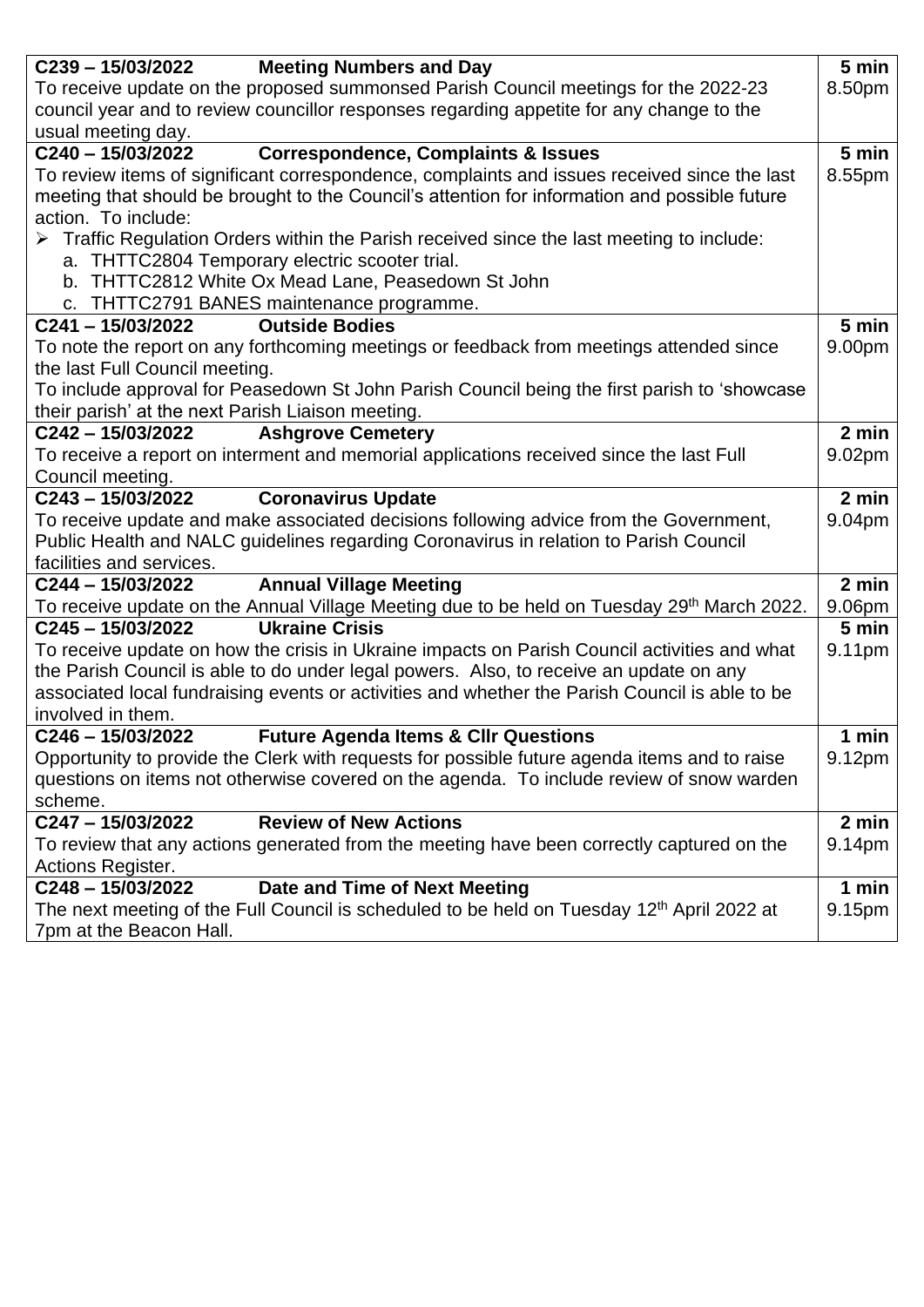| | |
|---|---|
| **C239 – 15/03/2022 Meeting Numbers and Day**<br>To receive update on the proposed summonsed Parish Council meetings for the 2022-23 council year and to review councillor responses regarding appetite for any change to the usual meeting day. | **5 min**<br>8.50pm |
| **C240 – 15/03/2022 Correspondence, Complaints & Issues**<br>To review items of significant correspondence, complaints and issues received since the last meeting that should be brought to the Council's attention for information and possible future action. To include:<br>➢ Traffic Regulation Orders within the Parish received since the last meeting to include:<br>a. THTTC2804 Temporary electric scooter trial.<br>b. THTTC2812 White Ox Mead Lane, Peasedown St John<br>c. THTTC2791 BANES maintenance programme. | **5 min**<br>8.55pm |
| **C241 – 15/03/2022 Outside Bodies**<br>To note the report on any forthcoming meetings or feedback from meetings attended since the last Full Council meeting.<br>To include approval for Peasedown St John Parish Council being the first parish to 'showcase their parish' at the next Parish Liaison meeting. | **5 min**<br>9.00pm |
| **C242 – 15/03/2022 Ashgrove Cemetery**<br>To receive a report on interment and memorial applications received since the last Full Council meeting. | **2 min**<br>9.02pm |
| **C243 – 15/03/2022 Coronavirus Update**<br>To receive update and make associated decisions following advice from the Government, Public Health and NALC guidelines regarding Coronavirus in relation to Parish Council facilities and services. | **2 min**<br>9.04pm |
| **C244 – 15/03/2022 Annual Village Meeting**<br>To receive update on the Annual Village Meeting due to be held on Tuesday 29th March 2022. | **2 min**<br>9.06pm |
| **C245 – 15/03/2022 Ukraine Crisis**<br>To receive update on how the crisis in Ukraine impacts on Parish Council activities and what the Parish Council is able to do under legal powers. Also, to receive an update on any associated local fundraising events or activities and whether the Parish Council is able to be involved in them. | **5 min**<br>9.11pm |
| **C246 – 15/03/2022 Future Agenda Items & Cllr Questions**<br>Opportunity to provide the Clerk with requests for possible future agenda items and to raise questions on items not otherwise covered on the agenda. To include review of snow warden scheme. | **1 min**<br>9.12pm |
| **C247 – 15/03/2022 Review of New Actions**<br>To review that any actions generated from the meeting have been correctly captured on the Actions Register. | **2 min**<br>9.14pm |
| **C248 – 15/03/2022 Date and Time of Next Meeting**<br>The next meeting of the Full Council is scheduled to be held on Tuesday 12th April 2022 at 7pm at the Beacon Hall. | **1 min**<br>9.15pm |